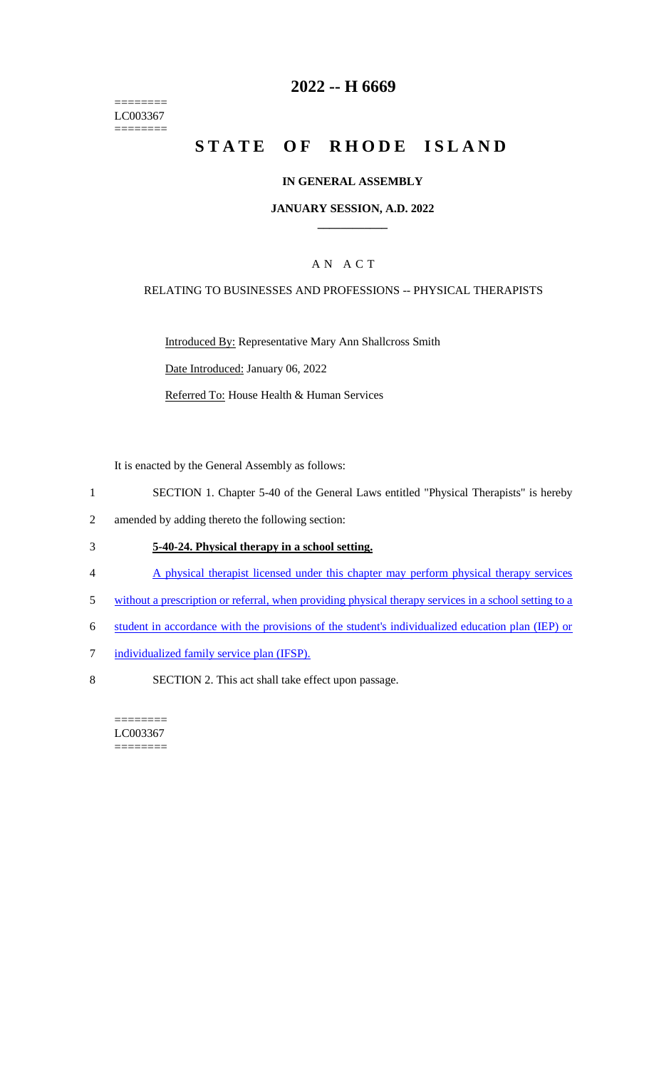========
LC003367
========

# 2022 -- H 6669

# STATE OF RHODE ISLAND

## IN GENERAL ASSEMBLY

### JANUARY SESSION, A.D. 2022

____________

### A N A C T

RELATING TO BUSINESSES AND PROFESSIONS -- PHYSICAL THERAPISTS

Introduced By: Representative Mary Ann Shallcross Smith

Date Introduced: January 06, 2022

Referred To: House Health & Human Services

It is enacted by the General Assembly as follows:

1 SECTION 1. Chapter 5-40 of the General Laws entitled "Physical Therapists" is hereby
2 amended by adding thereto the following section:

3 **5-40-24. Physical therapy in a school setting.**

4 A physical therapist licensed under this chapter may perform physical therapy services
5 without a prescription or referral, when providing physical therapy services in a school setting to a
6 student in accordance with the provisions of the student's individualized education plan (IEP) or
7 individualized family service plan (IFSP).

8 SECTION 2. This act shall take effect upon passage.

========
LC003367
========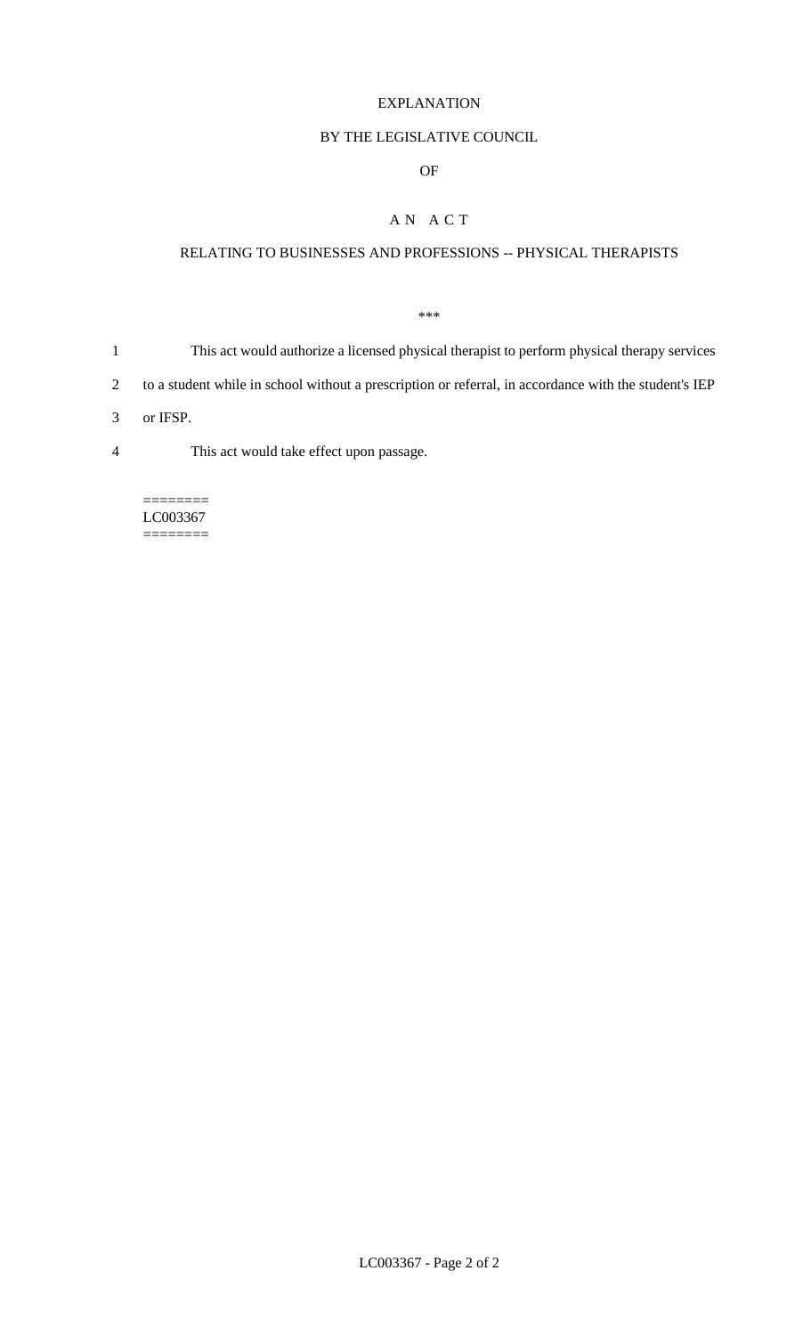EXPLANATION

BY THE LEGISLATIVE COUNCIL

OF

# A N  A C T

RELATING TO BUSINESSES AND PROFESSIONS -- PHYSICAL THERAPISTS

\*\*\*

1 This act would authorize a licensed physical therapist to perform physical therapy services
2 to a student while in school without a prescription or referral, in accordance with the student's IEP
3 or IFSP.
4 This act would take effect upon passage.

========
LC003367
========